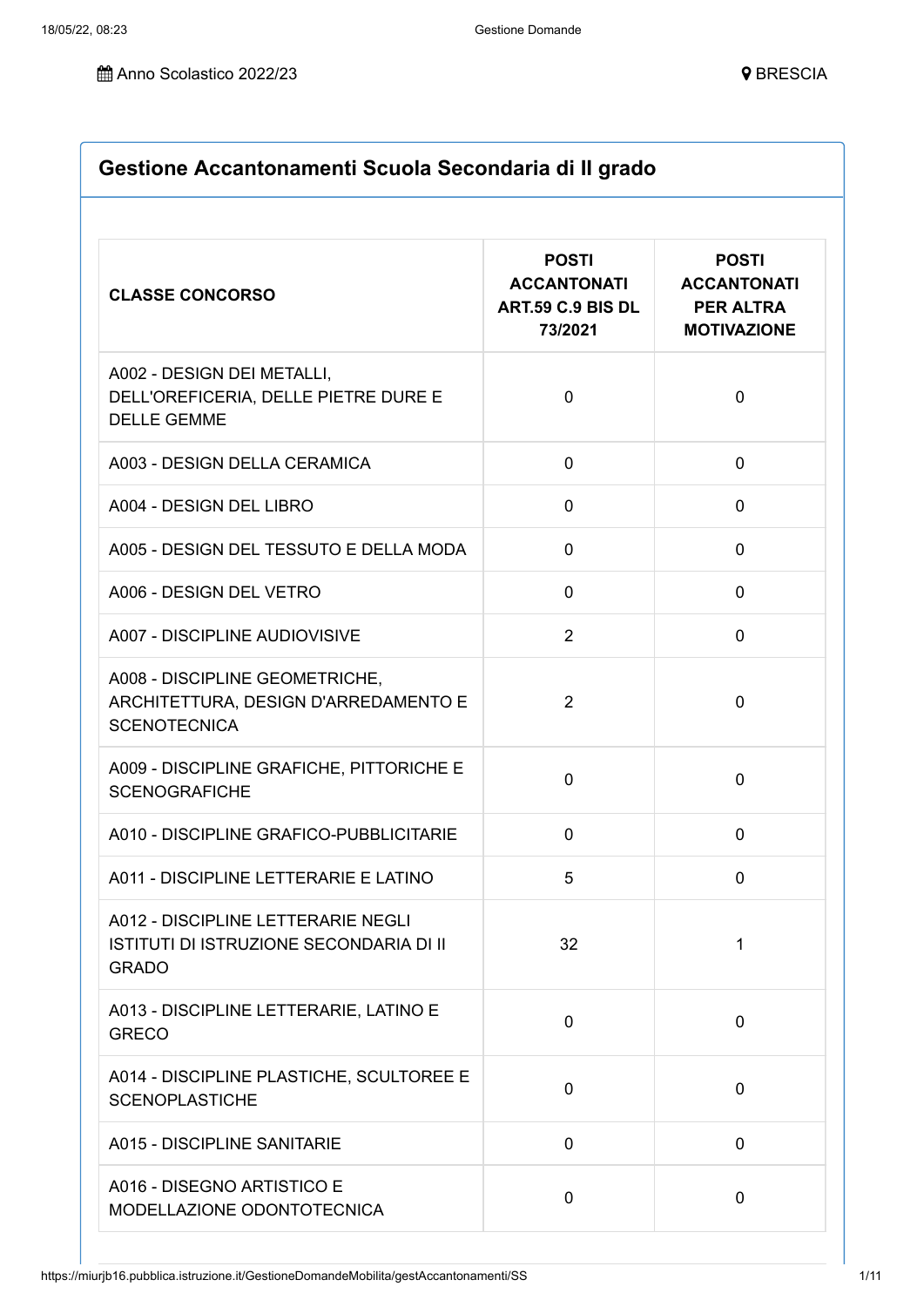Anno Scolastico 2022/23 BRESCIA

## Gestione Accantonamenti Scuola Secondaria di II grado

| CLASSE CONCORSO | POSTI ACCANTONATI ART.59 C.9 BIS DL 73/2021 | POSTI ACCANTONATI PER ALTRA MOTIVAZIONE |
|---|---|---|
| A002 - DESIGN DEI METALLI, DELL'OREFICERIA, DELLE PIETRE DURE E DELLE GEMME | 0 | 0 |
| A003 - DESIGN DELLA CERAMICA | 0 | 0 |
| A004 - DESIGN DEL LIBRO | 0 | 0 |
| A005 - DESIGN DEL TESSUTO E DELLA MODA | 0 | 0 |
| A006 - DESIGN DEL VETRO | 0 | 0 |
| A007 - DISCIPLINE AUDIOVISIVE | 2 | 0 |
| A008 - DISCIPLINE GEOMETRICHE, ARCHITETTURA, DESIGN D'ARREDAMENTO E SCENOTECNICA | 2 | 0 |
| A009 - DISCIPLINE GRAFICHE, PITTORICHE E SCENOGRAFICHE | 0 | 0 |
| A010 - DISCIPLINE GRAFICO-PUBBLICITARIE | 0 | 0 |
| A011 - DISCIPLINE LETTERARIE E LATINO | 5 | 0 |
| A012 - DISCIPLINE LETTERARIE NEGLI ISTITUTI DI ISTRUZIONE SECONDARIA DI II GRADO | 32 | 1 |
| A013 - DISCIPLINE LETTERARIE, LATINO E GRECO | 0 | 0 |
| A014 - DISCIPLINE PLASTICHE, SCULTOREE E SCENOPLASTICHE | 0 | 0 |
| A015 - DISCIPLINE SANITARIE | 0 | 0 |
| A016 - DISEGNO ARTISTICO E MODELLAZIONE ODONTOTECNICA | 0 | 0 |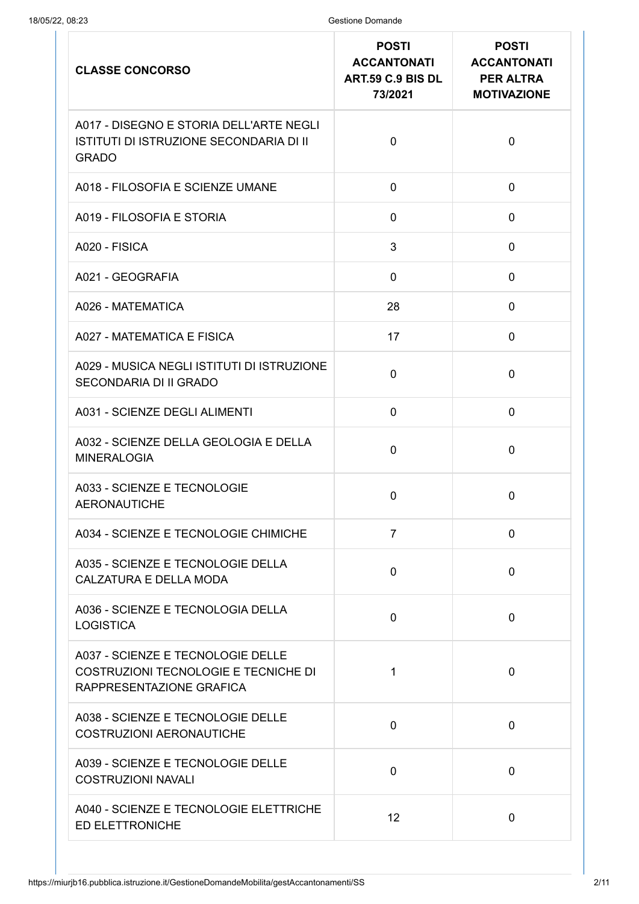| CLASSE CONCORSO | POSTI ACCANTONATI ART.59 C.9 BIS DL 73/2021 | POSTI ACCANTONATI PER ALTRA MOTIVAZIONE |
|---|---|---|
| A017 - DISEGNO E STORIA DELL'ARTE NEGLI ISTITUTI DI ISTRUZIONE SECONDARIA DI II GRADO | 0 | 0 |
| A018 - FILOSOFIA E SCIENZE UMANE | 0 | 0 |
| A019 - FILOSOFIA E STORIA | 0 | 0 |
| A020 - FISICA | 3 | 0 |
| A021 - GEOGRAFIA | 0 | 0 |
| A026 - MATEMATICA | 28 | 0 |
| A027 - MATEMATICA E FISICA | 17 | 0 |
| A029 - MUSICA NEGLI ISTITUTI DI ISTRUZIONE SECONDARIA DI II GRADO | 0 | 0 |
| A031 - SCIENZE DEGLI ALIMENTI | 0 | 0 |
| A032 - SCIENZE DELLA GEOLOGIA E DELLA MINERALOGIA | 0 | 0 |
| A033 - SCIENZE E TECNOLOGIE AERONAUTICHE | 0 | 0 |
| A034 - SCIENZE E TECNOLOGIE CHIMICHE | 7 | 0 |
| A035 - SCIENZE E TECNOLOGIE DELLA CALZATURA E DELLA MODA | 0 | 0 |
| A036 - SCIENZE E TECNOLOGIA DELLA LOGISTICA | 0 | 0 |
| A037 - SCIENZE E TECNOLOGIE DELLE COSTRUZIONI TECNOLOGIE E TECNICHE DI RAPPRESENTAZIONE GRAFICA | 1 | 0 |
| A038 - SCIENZE E TECNOLOGIE DELLE COSTRUZIONI AERONAUTICHE | 0 | 0 |
| A039 - SCIENZE E TECNOLOGIE DELLE COSTRUZIONI NAVALI | 0 | 0 |
| A040 - SCIENZE E TECNOLOGIE ELETTRICHE ED ELETTRONICHE | 12 | 0 |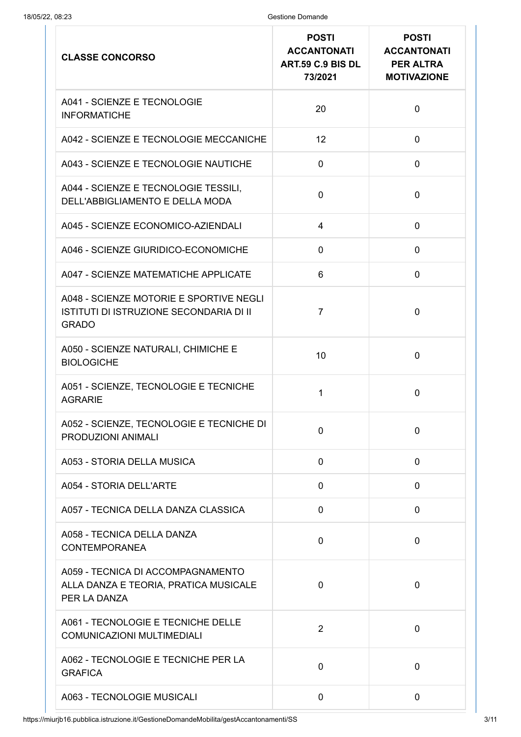| CLASSE CONCORSO | POSTI ACCANTONATI ART.59 C.9 BIS DL 73/2021 | POSTI ACCANTONATI PER ALTRA MOTIVAZIONE |
| --- | --- | --- |
| A041 - SCIENZE E TECNOLOGIE INFORMATICHE | 20 | 0 |
| A042 - SCIENZE E TECNOLOGIE MECCANICHE | 12 | 0 |
| A043 - SCIENZE E TECNOLOGIE NAUTICHE | 0 | 0 |
| A044 - SCIENZE E TECNOLOGIE TESSILI, DELL'ABBIGLIAMENTO E DELLA MODA | 0 | 0 |
| A045 - SCIENZE ECONOMICO-AZIENDALI | 4 | 0 |
| A046 - SCIENZE GIURIDICO-ECONOMICHE | 0 | 0 |
| A047 - SCIENZE MATEMATICHE APPLICATE | 6 | 0 |
| A048 - SCIENZE MOTORIE E SPORTIVE NEGLI ISTITUTI DI ISTRUZIONE SECONDARIA DI II GRADO | 7 | 0 |
| A050 - SCIENZE NATURALI, CHIMICHE E BIOLOGICHE | 10 | 0 |
| A051 - SCIENZE, TECNOLOGIE E TECNICHE AGRARIE | 1 | 0 |
| A052 - SCIENZE, TECNOLOGIE E TECNICHE DI PRODUZIONI ANIMALI | 0 | 0 |
| A053 - STORIA DELLA MUSICA | 0 | 0 |
| A054 - STORIA DELL'ARTE | 0 | 0 |
| A057 - TECNICA DELLA DANZA CLASSICA | 0 | 0 |
| A058 - TECNICA DELLA DANZA CONTEMPORANEA | 0 | 0 |
| A059 - TECNICA DI ACCOMPAGNAMENTO ALLA DANZA E TEORIA, PRATICA MUSICALE PER LA DANZA | 0 | 0 |
| A061 - TECNOLOGIE E TECNICHE DELLE COMUNICAZIONI MULTIMEDIALI | 2 | 0 |
| A062 - TECNOLOGIE E TECNICHE PER LA GRAFICA | 0 | 0 |
| A063 - TECNOLOGIE MUSICALI | 0 | 0 |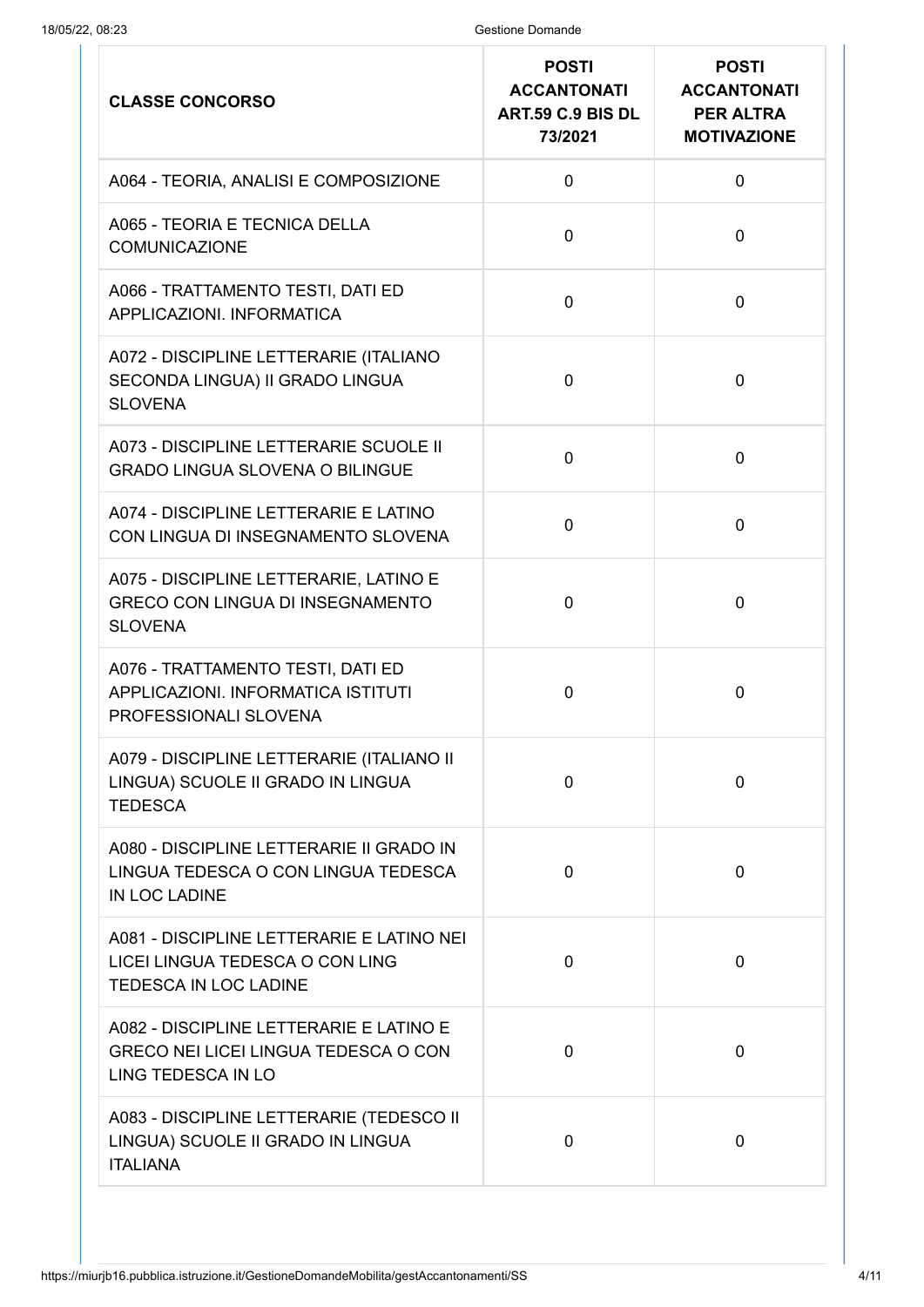| CLASSE CONCORSO | POSTI ACCANTONATI ART.59 C.9 BIS DL 73/2021 | POSTI ACCANTONATI PER ALTRA MOTIVAZIONE |
|---|---|---|
| A064 - TEORIA, ANALISI E COMPOSIZIONE | 0 | 0 |
| A065 - TEORIA E TECNICA DELLA COMUNICAZIONE | 0 | 0 |
| A066 - TRATTAMENTO TESTI, DATI ED APPLICAZIONI. INFORMATICA | 0 | 0 |
| A072 - DISCIPLINE LETTERARIE (ITALIANO SECONDA LINGUA) II GRADO LINGUA SLOVENA | 0 | 0 |
| A073 - DISCIPLINE LETTERARIE SCUOLE II GRADO LINGUA SLOVENA O BILINGUE | 0 | 0 |
| A074 - DISCIPLINE LETTERARIE E LATINO CON LINGUA DI INSEGNAMENTO SLOVENA | 0 | 0 |
| A075 - DISCIPLINE LETTERARIE, LATINO E GRECO CON LINGUA DI INSEGNAMENTO SLOVENA | 0 | 0 |
| A076 - TRATTAMENTO TESTI, DATI ED APPLICAZIONI. INFORMATICA ISTITUTI PROFESSIONALI SLOVENA | 0 | 0 |
| A079 - DISCIPLINE LETTERARIE (ITALIANO II LINGUA) SCUOLE II GRADO IN LINGUA TEDESCA | 0 | 0 |
| A080 - DISCIPLINE LETTERARIE II GRADO IN LINGUA TEDESCA O CON LINGUA TEDESCA IN LOC LADINE | 0 | 0 |
| A081 - DISCIPLINE LETTERARIE E LATINO NEI LICEI LINGUA TEDESCA O CON LING TEDESCA IN LOC LADINE | 0 | 0 |
| A082 - DISCIPLINE LETTERARIE E LATINO E GRECO NEI LICEI LINGUA TEDESCA O CON LING TEDESCA IN LO | 0 | 0 |
| A083 - DISCIPLINE LETTERARIE (TEDESCO II LINGUA) SCUOLE II GRADO IN LINGUA ITALIANA | 0 | 0 |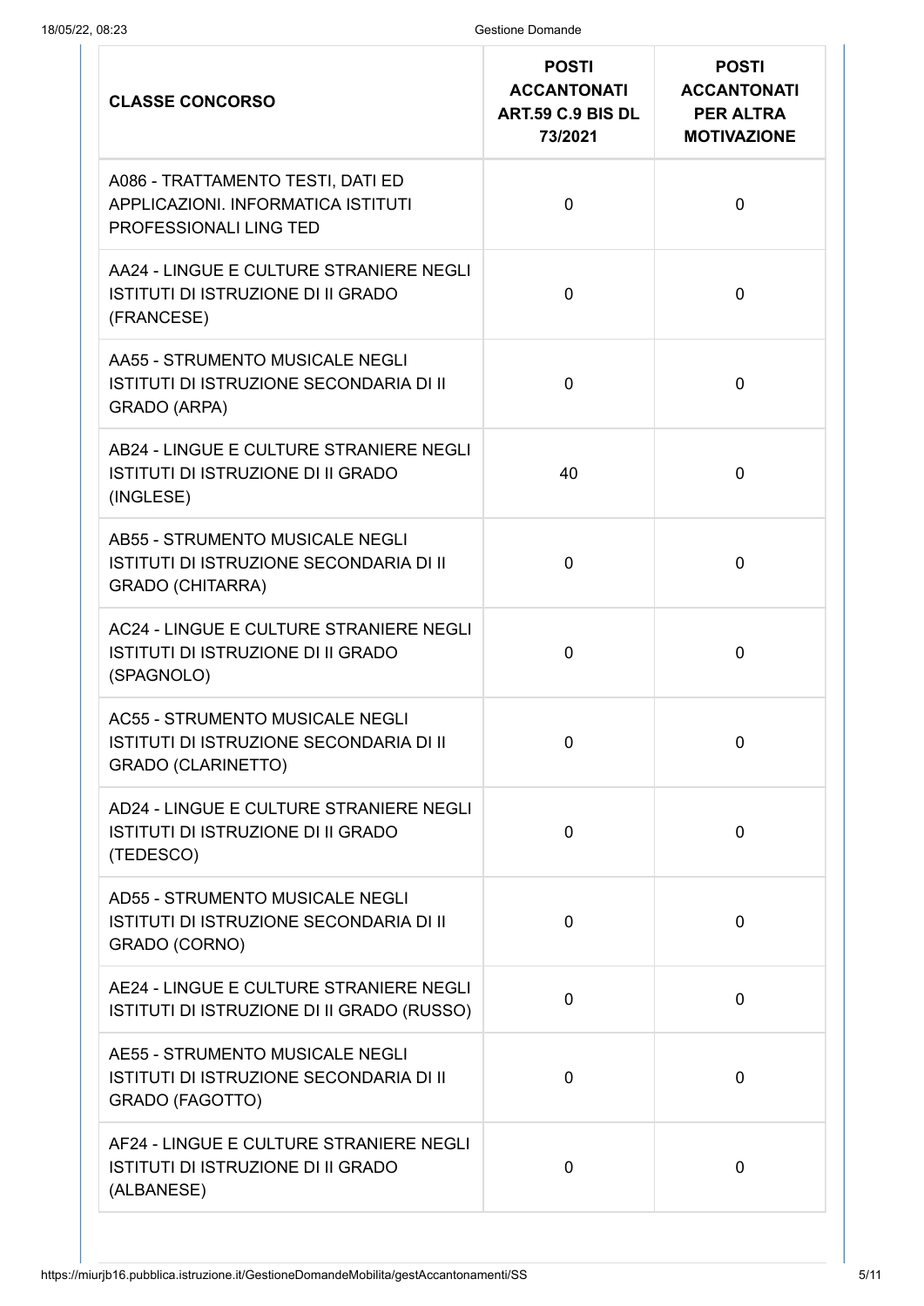| CLASSE CONCORSO | POSTI ACCANTONATI ART.59 C.9 BIS DL 73/2021 | POSTI ACCANTONATI PER ALTRA MOTIVAZIONE |
| --- | --- | --- |
| A086 - TRATTAMENTO TESTI, DATI ED APPLICAZIONI. INFORMATICA ISTITUTI PROFESSIONALI LING TED | 0 | 0 |
| AA24 - LINGUE E CULTURE STRANIERE NEGLI ISTITUTI DI ISTRUZIONE DI II GRADO (FRANCESE) | 0 | 0 |
| AA55 - STRUMENTO MUSICALE NEGLI ISTITUTI DI ISTRUZIONE SECONDARIA DI II GRADO (ARPA) | 0 | 0 |
| AB24 - LINGUE E CULTURE STRANIERE NEGLI ISTITUTI DI ISTRUZIONE DI II GRADO (INGLESE) | 40 | 0 |
| AB55 - STRUMENTO MUSICALE NEGLI ISTITUTI DI ISTRUZIONE SECONDARIA DI II GRADO (CHITARRA) | 0 | 0 |
| AC24 - LINGUE E CULTURE STRANIERE NEGLI ISTITUTI DI ISTRUZIONE DI II GRADO (SPAGNOLO) | 0 | 0 |
| AC55 - STRUMENTO MUSICALE NEGLI ISTITUTI DI ISTRUZIONE SECONDARIA DI II GRADO (CLARINETTO) | 0 | 0 |
| AD24 - LINGUE E CULTURE STRANIERE NEGLI ISTITUTI DI ISTRUZIONE DI II GRADO (TEDESCO) | 0 | 0 |
| AD55 - STRUMENTO MUSICALE NEGLI ISTITUTI DI ISTRUZIONE SECONDARIA DI II GRADO (CORNO) | 0 | 0 |
| AE24 - LINGUE E CULTURE STRANIERE NEGLI ISTITUTI DI ISTRUZIONE DI II GRADO (RUSSO) | 0 | 0 |
| AE55 - STRUMENTO MUSICALE NEGLI ISTITUTI DI ISTRUZIONE SECONDARIA DI II GRADO (FAGOTTO) | 0 | 0 |
| AF24 - LINGUE E CULTURE STRANIERE NEGLI ISTITUTI DI ISTRUZIONE DI II GRADO (ALBANESE) | 0 | 0 |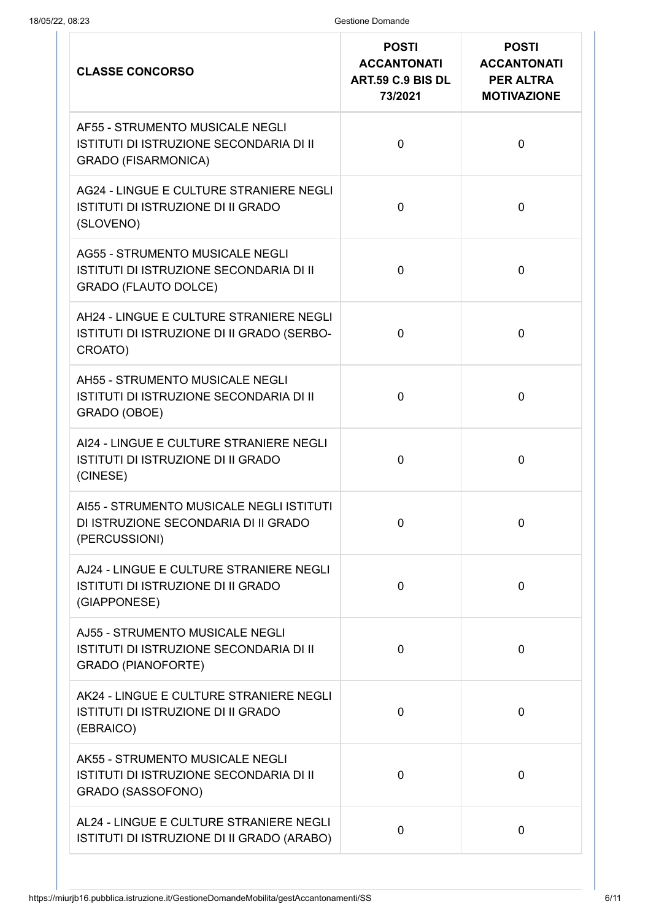| CLASSE CONCORSO | POSTI ACCANTONATI ART.59 C.9 BIS DL 73/2021 | POSTI ACCANTONATI PER ALTRA MOTIVAZIONE |
|---|---|---|
| AF55 - STRUMENTO MUSICALE NEGLI ISTITUTI DI ISTRUZIONE SECONDARIA DI II GRADO (FISARMONICA) | 0 | 0 |
| AG24 - LINGUE E CULTURE STRANIERE NEGLI ISTITUTI DI ISTRUZIONE DI II GRADO (SLOVENO) | 0 | 0 |
| AG55 - STRUMENTO MUSICALE NEGLI ISTITUTI DI ISTRUZIONE SECONDARIA DI II GRADO (FLAUTO DOLCE) | 0 | 0 |
| AH24 - LINGUE E CULTURE STRANIERE NEGLI ISTITUTI DI ISTRUZIONE DI II GRADO (SERBO-CROATO) | 0 | 0 |
| AH55 - STRUMENTO MUSICALE NEGLI ISTITUTI DI ISTRUZIONE SECONDARIA DI II GRADO (OBOE) | 0 | 0 |
| AI24 - LINGUE E CULTURE STRANIERE NEGLI ISTITUTI DI ISTRUZIONE DI II GRADO (CINESE) | 0 | 0 |
| AI55 - STRUMENTO MUSICALE NEGLI ISTITUTI DI ISTRUZIONE SECONDARIA DI II GRADO (PERCUSSIONI) | 0 | 0 |
| AJ24 - LINGUE E CULTURE STRANIERE NEGLI ISTITUTI DI ISTRUZIONE DI II GRADO (GIAPPONESE) | 0 | 0 |
| AJ55 - STRUMENTO MUSICALE NEGLI ISTITUTI DI ISTRUZIONE SECONDARIA DI II GRADO (PIANOFORTE) | 0 | 0 |
| AK24 - LINGUE E CULTURE STRANIERE NEGLI ISTITUTI DI ISTRUZIONE DI II GRADO (EBRAICO) | 0 | 0 |
| AK55 - STRUMENTO MUSICALE NEGLI ISTITUTI DI ISTRUZIONE SECONDARIA DI II GRADO (SASSOFONO) | 0 | 0 |
| AL24 - LINGUE E CULTURE STRANIERE NEGLI ISTITUTI DI ISTRUZIONE DI II GRADO (ARABO) | 0 | 0 |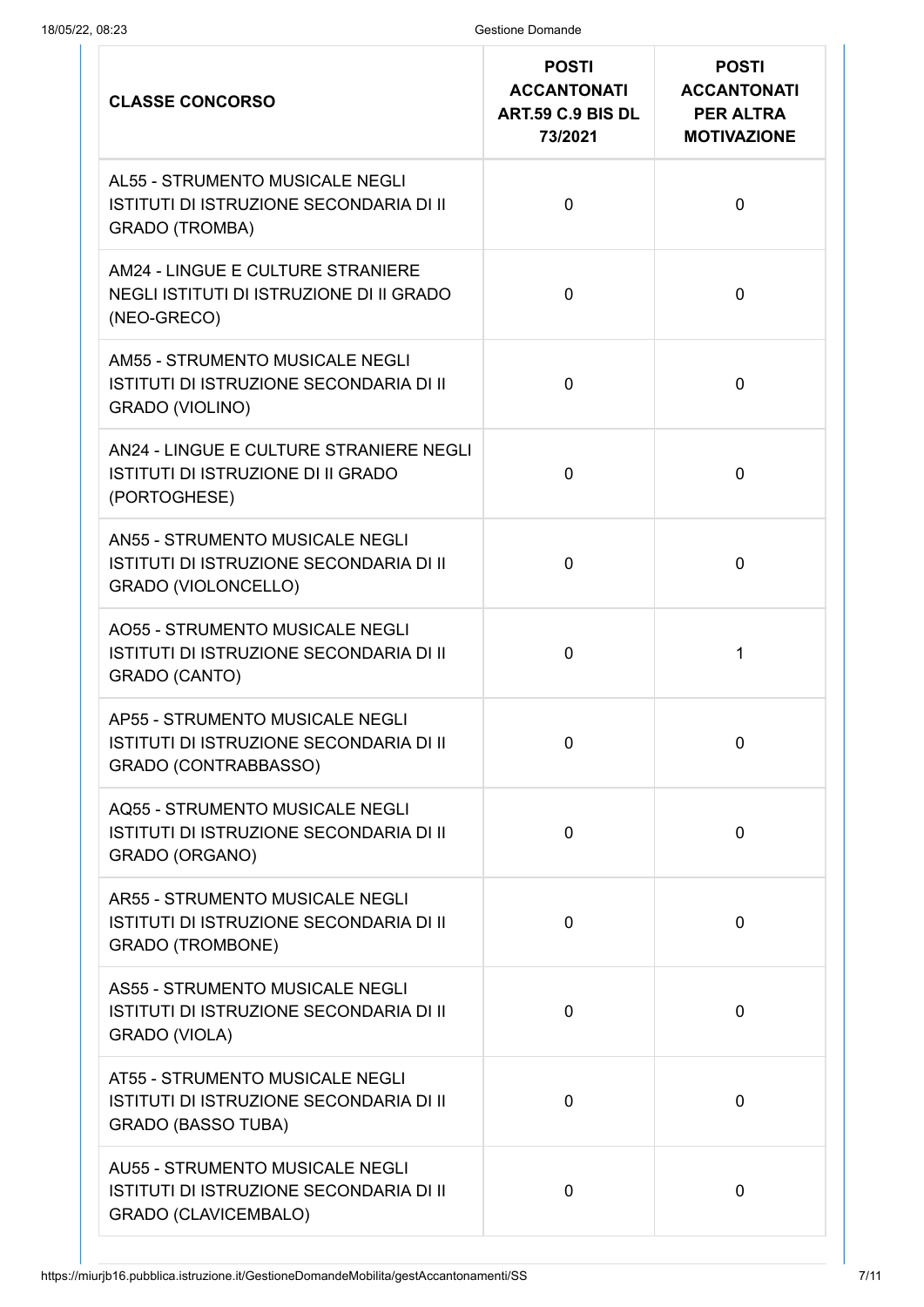| CLASSE CONCORSO | POSTI ACCANTONATI ART.59 C.9 BIS DL 73/2021 | POSTI ACCANTONATI PER ALTRA MOTIVAZIONE |
| --- | --- | --- |
| AL55 - STRUMENTO MUSICALE NEGLI ISTITUTI DI ISTRUZIONE SECONDARIA DI II GRADO (TROMBA) | 0 | 0 |
| AM24 - LINGUE E CULTURE STRANIERE NEGLI ISTITUTI DI ISTRUZIONE DI II GRADO (NEO-GRECO) | 0 | 0 |
| AM55 - STRUMENTO MUSICALE NEGLI ISTITUTI DI ISTRUZIONE SECONDARIA DI II GRADO (VIOLINO) | 0 | 0 |
| AN24 - LINGUE E CULTURE STRANIERE NEGLI ISTITUTI DI ISTRUZIONE DI II GRADO (PORTOGHESE) | 0 | 0 |
| AN55 - STRUMENTO MUSICALE NEGLI ISTITUTI DI ISTRUZIONE SECONDARIA DI II GRADO (VIOLONCELLO) | 0 | 0 |
| AO55 - STRUMENTO MUSICALE NEGLI ISTITUTI DI ISTRUZIONE SECONDARIA DI II GRADO (CANTO) | 0 | 1 |
| AP55 - STRUMENTO MUSICALE NEGLI ISTITUTI DI ISTRUZIONE SECONDARIA DI II GRADO (CONTRABBASSO) | 0 | 0 |
| AQ55 - STRUMENTO MUSICALE NEGLI ISTITUTI DI ISTRUZIONE SECONDARIA DI II GRADO (ORGANO) | 0 | 0 |
| AR55 - STRUMENTO MUSICALE NEGLI ISTITUTI DI ISTRUZIONE SECONDARIA DI II GRADO (TROMBONE) | 0 | 0 |
| AS55 - STRUMENTO MUSICALE NEGLI ISTITUTI DI ISTRUZIONE SECONDARIA DI II GRADO (VIOLA) | 0 | 0 |
| AT55 - STRUMENTO MUSICALE NEGLI ISTITUTI DI ISTRUZIONE SECONDARIA DI II GRADO (BASSO TUBA) | 0 | 0 |
| AU55 - STRUMENTO MUSICALE NEGLI ISTITUTI DI ISTRUZIONE SECONDARIA DI II GRADO (CLAVICEMBALO) | 0 | 0 |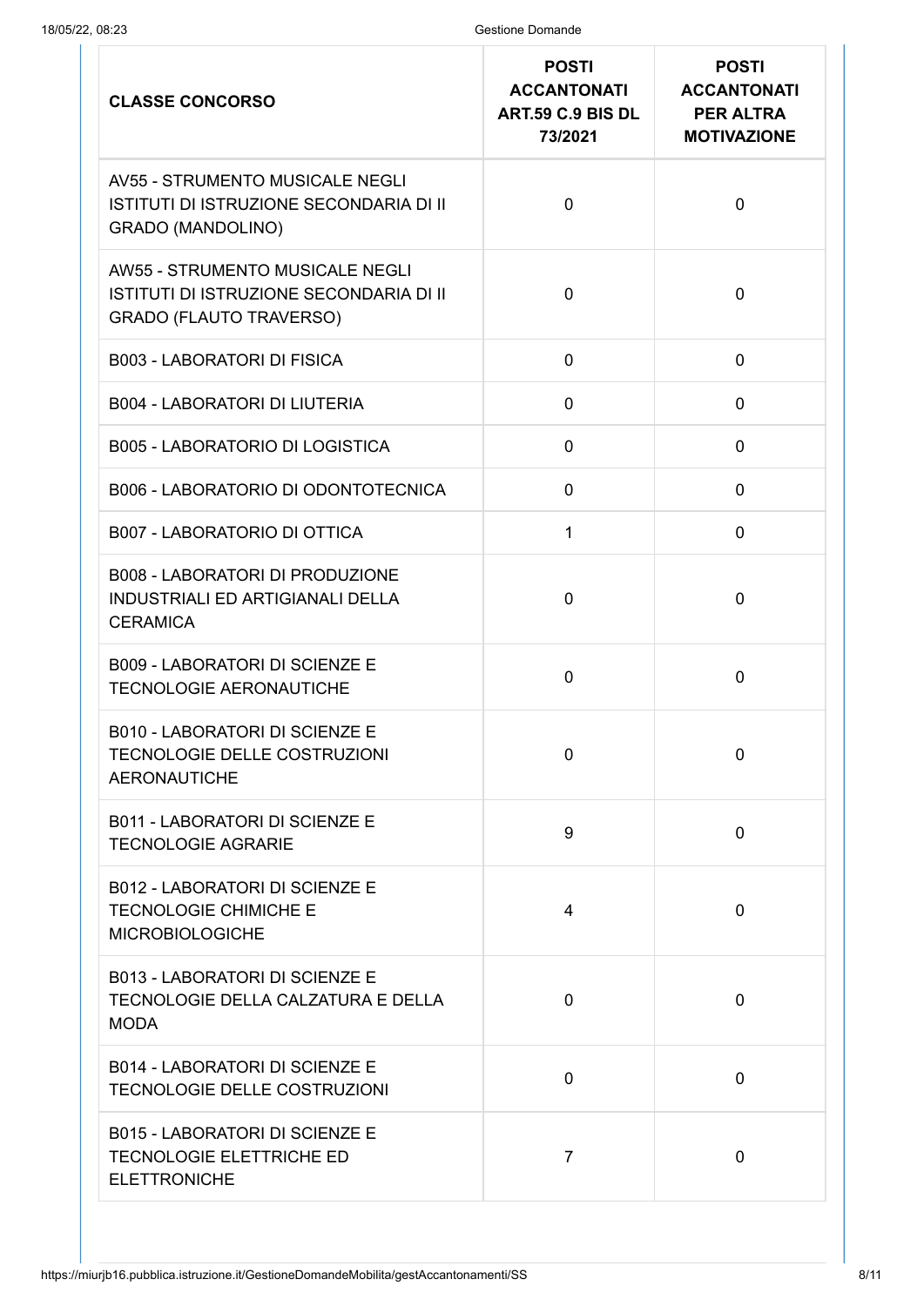| CLASSE CONCORSO | POSTI ACCANTONATI ART.59 C.9 BIS DL 73/2021 | POSTI ACCANTONATI PER ALTRA MOTIVAZIONE |
| --- | --- | --- |
| AV55 - STRUMENTO MUSICALE NEGLI ISTITUTI DI ISTRUZIONE SECONDARIA DI II GRADO (MANDOLINO) | 0 | 0 |
| AW55 - STRUMENTO MUSICALE NEGLI ISTITUTI DI ISTRUZIONE SECONDARIA DI II GRADO (FLAUTO TRAVERSO) | 0 | 0 |
| B003 - LABORATORI DI FISICA | 0 | 0 |
| B004 - LABORATORI DI LIUTERIA | 0 | 0 |
| B005 - LABORATORIO DI LOGISTICA | 0 | 0 |
| B006 - LABORATORIO DI ODONTOTECNICA | 0 | 0 |
| B007 - LABORATORIO DI OTTICA | 1 | 0 |
| B008 - LABORATORI DI PRODUZIONE INDUSTRIALI ED ARTIGIANALI DELLA CERAMICA | 0 | 0 |
| B009 - LABORATORI DI SCIENZE E TECNOLOGIE AERONAUTICHE | 0 | 0 |
| B010 - LABORATORI DI SCIENZE E TECNOLOGIE DELLE COSTRUZIONI AERONAUTICHE | 0 | 0 |
| B011 - LABORATORI DI SCIENZE E TECNOLOGIE AGRARIE | 9 | 0 |
| B012 - LABORATORI DI SCIENZE E TECNOLOGIE CHIMICHE E MICROBIOLOGICHE | 4 | 0 |
| B013 - LABORATORI DI SCIENZE E TECNOLOGIE DELLA CALZATURA E DELLA MODA | 0 | 0 |
| B014 - LABORATORI DI SCIENZE E TECNOLOGIE DELLE COSTRUZIONI | 0 | 0 |
| B015 - LABORATORI DI SCIENZE E TECNOLOGIE ELETTRICHE ED ELETTRONICHE | 7 | 0 |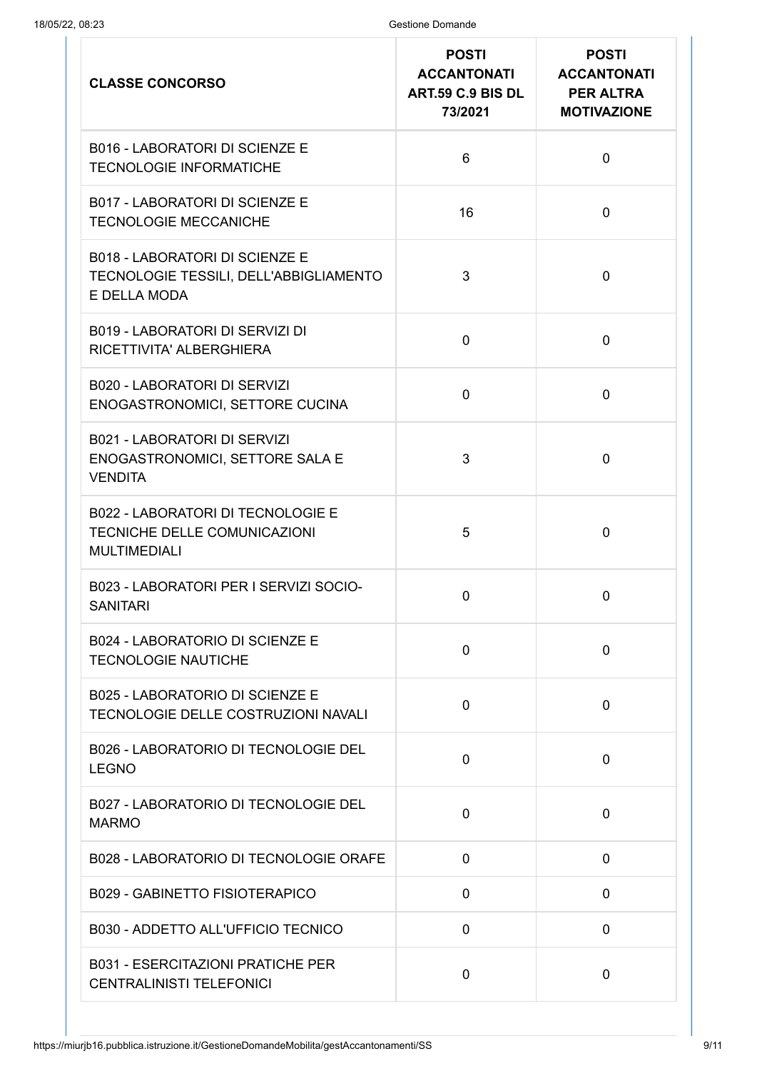| CLASSE CONCORSO | POSTI ACCANTONATI ART.59 C.9 BIS DL 73/2021 | POSTI ACCANTONATI PER ALTRA MOTIVAZIONE |
|---|---|---|
| B016 - LABORATORI DI SCIENZE E TECNOLOGIE INFORMATICHE | 6 | 0 |
| B017 - LABORATORI DI SCIENZE E TECNOLOGIE MECCANICHE | 16 | 0 |
| B018 - LABORATORI DI SCIENZE E TECNOLOGIE TESSILI, DELL'ABBIGLIAMENTO E DELLA MODA | 3 | 0 |
| B019 - LABORATORI DI SERVIZI DI RICETTIVITA' ALBERGHIERA | 0 | 0 |
| B020 - LABORATORI DI SERVIZI ENOGASTRONOMICI, SETTORE CUCINA | 0 | 0 |
| B021 - LABORATORI DI SERVIZI ENOGASTRONOMICI, SETTORE SALA E VENDITA | 3 | 0 |
| B022 - LABORATORI DI TECNOLOGIE E TECNICHE DELLE COMUNICAZIONI MULTIMEDIALI | 5 | 0 |
| B023 - LABORATORI PER I SERVIZI SOCIO-SANITARI | 0 | 0 |
| B024 - LABORATORIO DI SCIENZE E TECNOLOGIE NAUTICHE | 0 | 0 |
| B025 - LABORATORIO DI SCIENZE E TECNOLOGIE DELLE COSTRUZIONI NAVALI | 0 | 0 |
| B026 - LABORATORIO DI TECNOLOGIE DEL LEGNO | 0 | 0 |
| B027 - LABORATORIO DI TECNOLOGIE DEL MARMO | 0 | 0 |
| B028 - LABORATORIO DI TECNOLOGIE ORAFE | 0 | 0 |
| B029 - GABINETTO FISIOTERAPICO | 0 | 0 |
| B030 - ADDETTO ALL'UFFICIO TECNICO | 0 | 0 |
| B031 - ESERCITAZIONI PRATICHE PER CENTRALINISTI TELEFONICI | 0 | 0 |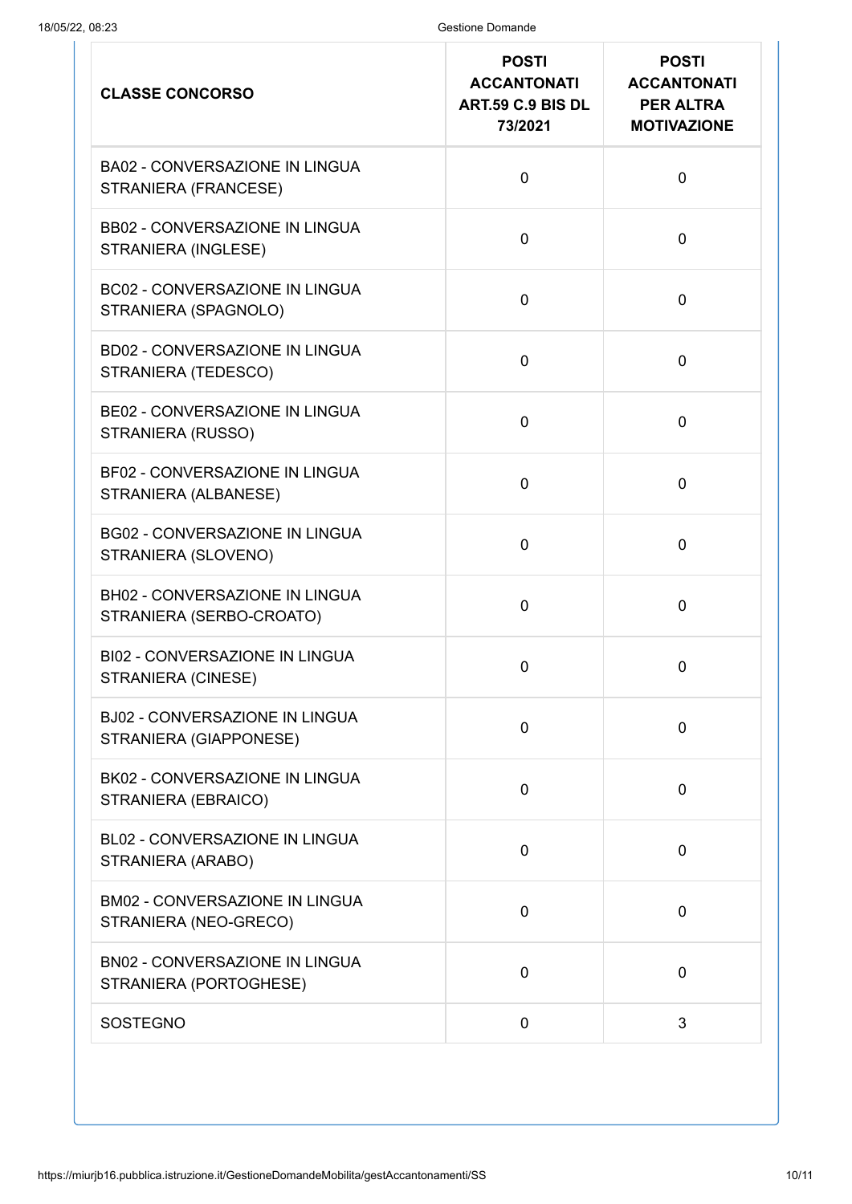| CLASSE CONCORSO | POSTI ACCANTONATI ART.59 C.9 BIS DL 73/2021 | POSTI ACCANTONATI PER ALTRA MOTIVAZIONE |
| --- | --- | --- |
| BA02 - CONVERSAZIONE IN LINGUA STRANIERA (FRANCESE) | 0 | 0 |
| BB02 - CONVERSAZIONE IN LINGUA STRANIERA (INGLESE) | 0 | 0 |
| BC02 - CONVERSAZIONE IN LINGUA STRANIERA (SPAGNOLO) | 0 | 0 |
| BD02 - CONVERSAZIONE IN LINGUA STRANIERA (TEDESCO) | 0 | 0 |
| BE02 - CONVERSAZIONE IN LINGUA STRANIERA (RUSSO) | 0 | 0 |
| BF02 - CONVERSAZIONE IN LINGUA STRANIERA (ALBANESE) | 0 | 0 |
| BG02 - CONVERSAZIONE IN LINGUA STRANIERA (SLOVENO) | 0 | 0 |
| BH02 - CONVERSAZIONE IN LINGUA STRANIERA (SERBO-CROATO) | 0 | 0 |
| BI02 - CONVERSAZIONE IN LINGUA STRANIERA (CINESE) | 0 | 0 |
| BJ02 - CONVERSAZIONE IN LINGUA STRANIERA (GIAPPONESE) | 0 | 0 |
| BK02 - CONVERSAZIONE IN LINGUA STRANIERA (EBRAICO) | 0 | 0 |
| BL02 - CONVERSAZIONE IN LINGUA STRANIERA (ARABO) | 0 | 0 |
| BM02 - CONVERSAZIONE IN LINGUA STRANIERA (NEO-GRECO) | 0 | 0 |
| BN02 - CONVERSAZIONE IN LINGUA STRANIERA (PORTOGHESE) | 0 | 0 |
| SOSTEGNO | 0 | 3 |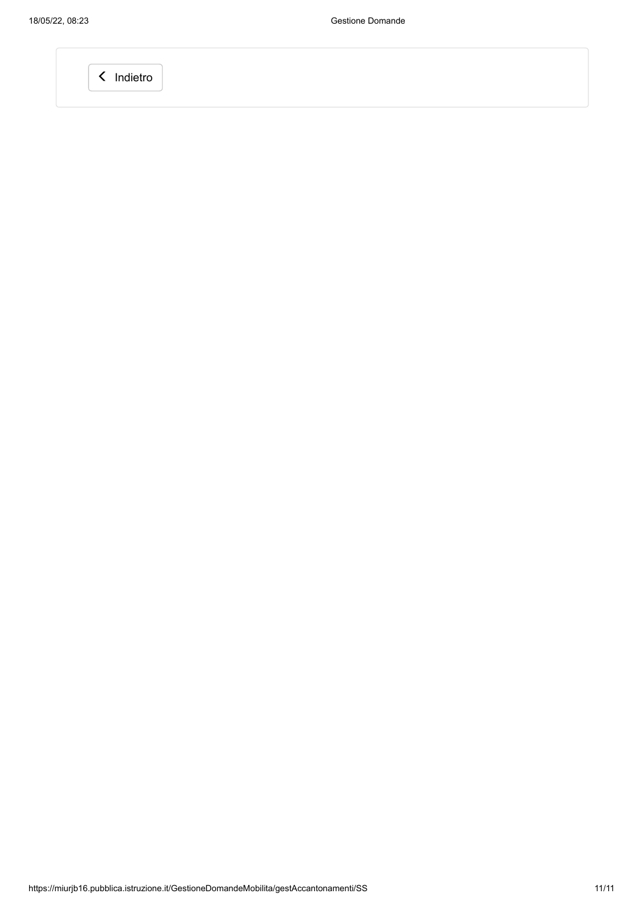Indietro